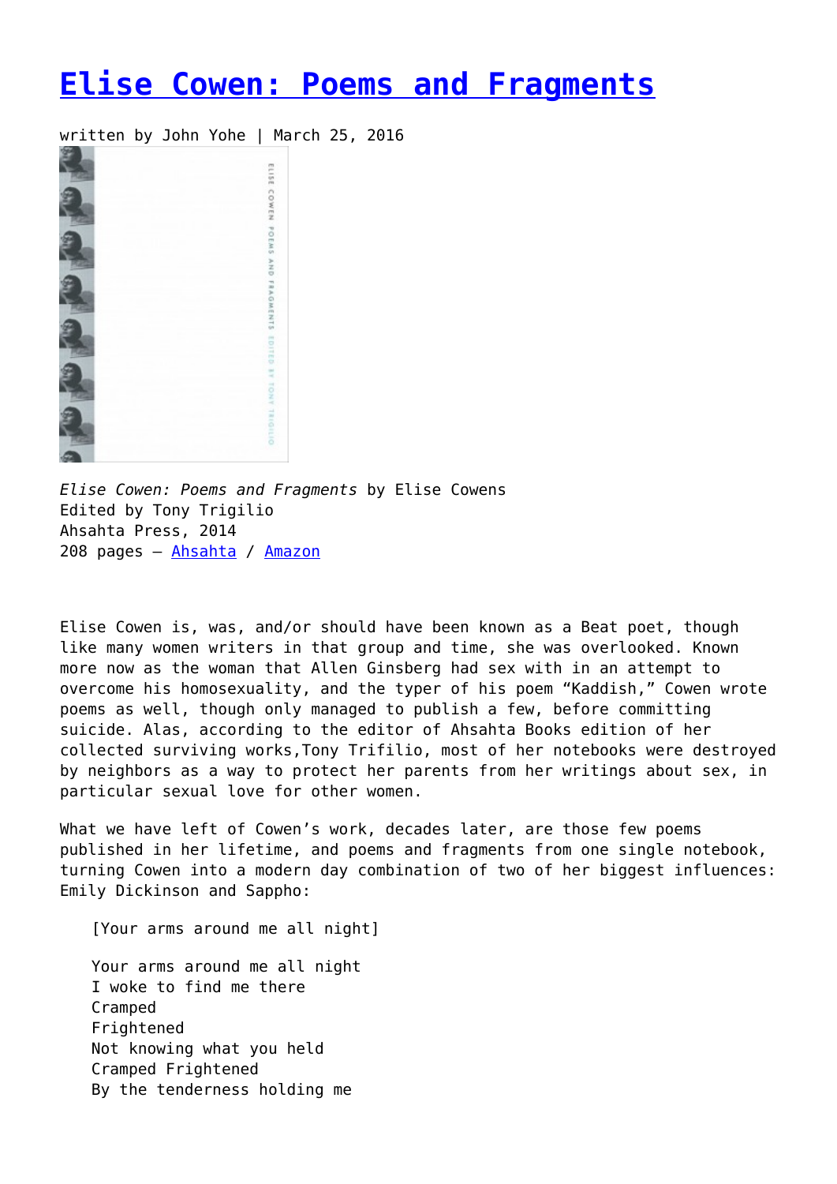# [Elise Cowen: Poems and Fragments]

written by John Yohe | March 25, 2016

*Elise Cowen: Poems and Fragments* by Elise Cowens
Edited by Tony Trigilio
Ahsahta Press, 2014
208 pages – [Ahsahta] / [Amazon]

Elise Cowen is, was, and/or should have been known as a Beat poet, though like many women writers in that group and time, she was overlooked. Known more now as the woman that Allen Ginsberg had sex with in an attempt to overcome his homosexuality, and the typer of his poem "Kaddish," Cowen wrote poems as well, though only managed to publish a few, before committing suicide. Alas, according to the editor of Ahsahta Books edition of her collected surviving works,Tony Trifilio, most of her notebooks were destroyed by neighbors as a way to protect her parents from her writings about sex, in particular sexual love for other women.

What we have left of Cowen's work, decades later, are those few poems published in her lifetime, and poems and fragments from one single notebook, turning Cowen into a modern day combination of two of her biggest influences: Emily Dickinson and Sappho:

> [Your arms around me all night]
>
> Your arms around me all night
> I woke to find me there
> Cramped
> Frightened
> Not knowing what you held
> Cramped Frightened
> By the tenderness holding me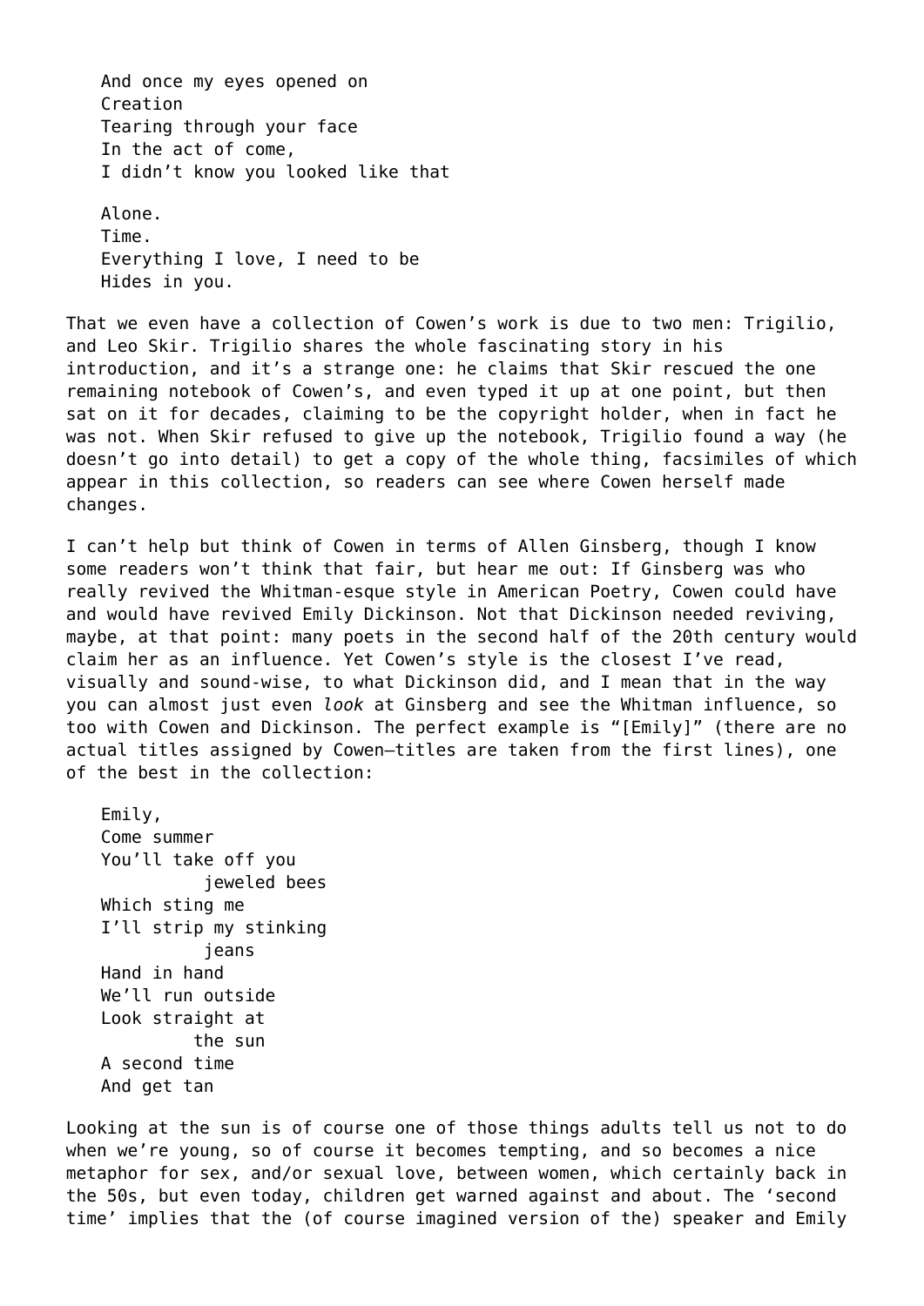And once my eyes opened on
Creation
Tearing through your face
In the act of come,
I didn't know you looked like that

Alone.
Time.
Everything I love, I need to be
Hides in you.

That we even have a collection of Cowen's work is due to two men: Trigilio, and Leo Skir. Trigilio shares the whole fascinating story in his introduction, and it's a strange one: he claims that Skir rescued the one remaining notebook of Cowen's, and even typed it up at one point, but then sat on it for decades, claiming to be the copyright holder, when in fact he was not. When Skir refused to give up the notebook, Trigilio found a way (he doesn't go into detail) to get a copy of the whole thing, facsimiles of which appear in this collection, so readers can see where Cowen herself made changes.

I can't help but think of Cowen in terms of Allen Ginsberg, though I know some readers won't think that fair, but hear me out: If Ginsberg was who really revived the Whitman-esque style in American Poetry, Cowen could have and would have revived Emily Dickinson. Not that Dickinson needed reviving, maybe, at that point: many poets in the second half of the 20th century would claim her as an influence. Yet Cowen's style is the closest I've read, visually and sound-wise, to what Dickinson did, and I mean that in the way you can almost just even *look* at Ginsberg and see the Whitman influence, so too with Cowen and Dickinson. The perfect example is "[Emily]" (there are no actual titles assigned by Cowen—titles are taken from the first lines), one of the best in the collection:

Emily,
Come summer
You'll take off you
          jeweled bees
Which sting me
I'll strip my stinking
          jeans
Hand in hand
We'll run outside
Look straight at
          the sun
A second time
And get tan

Looking at the sun is of course one of those things adults tell us not to do when we're young, so of course it becomes tempting, and so becomes a nice metaphor for sex, and/or sexual love, between women, which certainly back in the 50s, but even today, children get warned against and about. The 'second time' implies that the (of course imagined version of the) speaker and Emily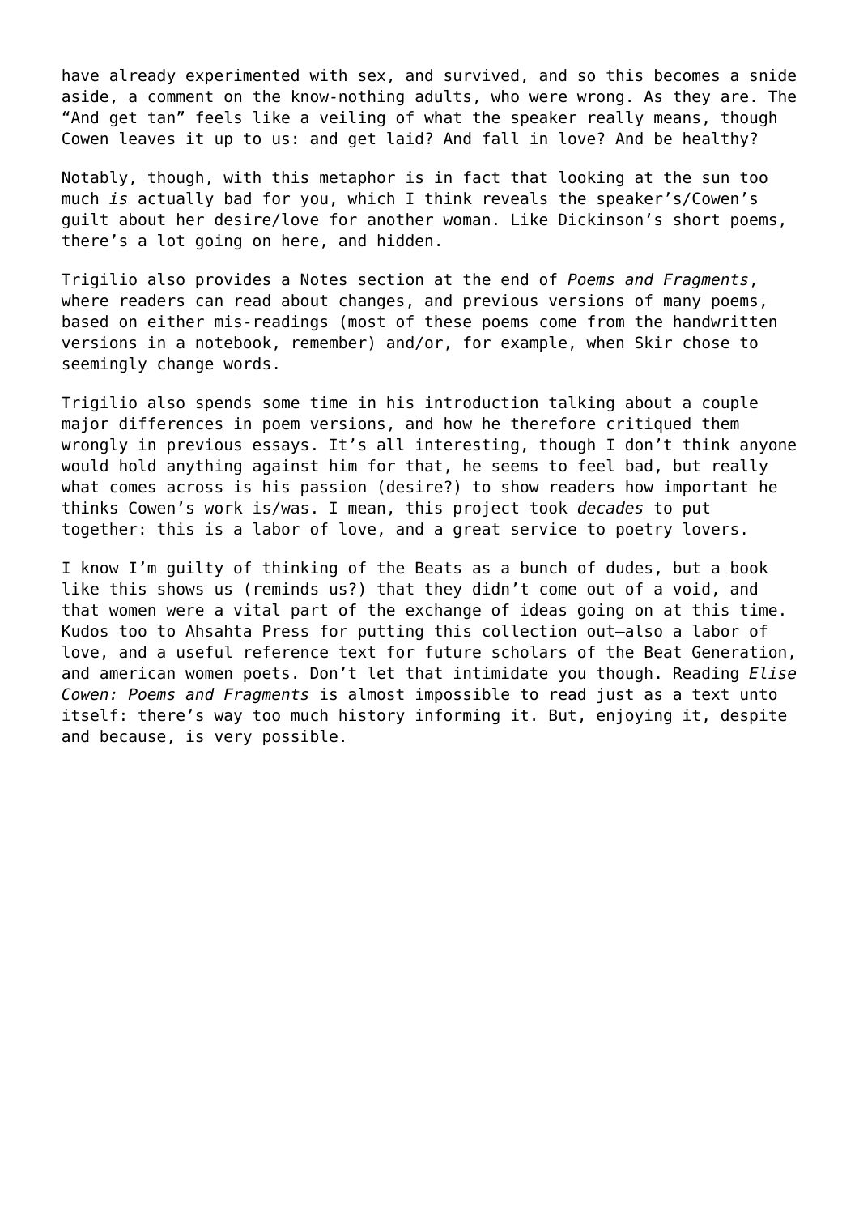have already experimented with sex, and survived, and so this becomes a snide aside, a comment on the know-nothing adults, who were wrong. As they are. The "And get tan" feels like a veiling of what the speaker really means, though Cowen leaves it up to us: and get laid? And fall in love? And be healthy?

Notably, though, with this metaphor is in fact that looking at the sun too much *is* actually bad for you, which I think reveals the speaker's/Cowen's guilt about her desire/love for another woman. Like Dickinson's short poems, there's a lot going on here, and hidden.

Trigilio also provides a Notes section at the end of *Poems and Fragments*, where readers can read about changes, and previous versions of many poems, based on either mis-readings (most of these poems come from the handwritten versions in a notebook, remember) and/or, for example, when Skir chose to seemingly change words.

Trigilio also spends some time in his introduction talking about a couple major differences in poem versions, and how he therefore critiqued them wrongly in previous essays. It's all interesting, though I don't think anyone would hold anything against him for that, he seems to feel bad, but really what comes across is his passion (desire?) to show readers how important he thinks Cowen's work is/was. I mean, this project took *decades* to put together: this is a labor of love, and a great service to poetry lovers.

I know I'm guilty of thinking of the Beats as a bunch of dudes, but a book like this shows us (reminds us?) that they didn't come out of a void, and that women were a vital part of the exchange of ideas going on at this time. Kudos too to Ahsahta Press for putting this collection out—also a labor of love, and a useful reference text for future scholars of the Beat Generation, and american women poets. Don't let that intimidate you though. Reading *Elise Cowen: Poems and Fragments* is almost impossible to read just as a text unto itself: there's way too much history informing it. But, enjoying it, despite and because, is very possible.